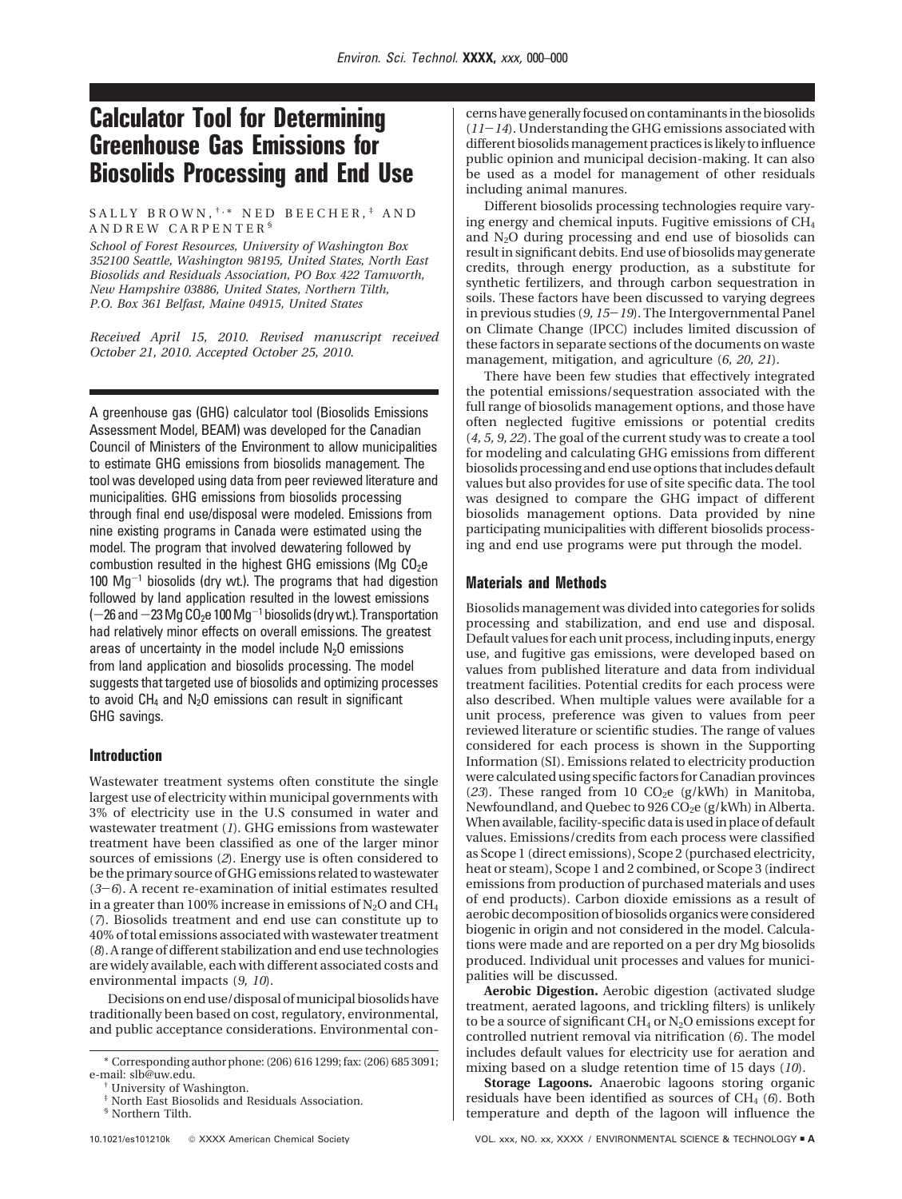# Calculator Tool for Determining Greenhouse Gas Emissions for Biosolids Processing and End Use

SALLY BROWN,[†,*] NED BEECHER,[‡] AND ANDREW CARPENTER[§]

*School of Forest Resources, University of Washington Box 352100 Seattle, Washington 98195, United States, North East Biosolids and Residuals Association, PO Box 422 Tamworth, New Hampshire 03886, United States, Northern Tilth, P.O. Box 361 Belfast, Maine 04915, United States*

*Received April 15, 2010. Revised manuscript received October 21, 2010. Accepted October 25, 2010.*

A greenhouse gas (GHG) calculator tool (Biosolids Emissions Assessment Model, BEAM) was developed for the Canadian Council of Ministers of the Environment to allow municipalities to estimate GHG emissions from biosolids management. The tool was developed using data from peer reviewed literature and municipalities. GHG emissions from biosolids processing through final end use/disposal were modeled. Emissions from nine existing programs in Canada were estimated using the model. The program that involved dewatering followed by combustion resulted in the highest GHG emissions (Mg $CO_2$e 100 $Mg^{-1}$ biosolids (dry wt.). The programs that had digestion followed by land application resulted in the lowest emissions (−26 and −23 Mg $CO_2$e 100 $Mg^{-1}$ biosolids (dry wt.). Transportation had relatively minor effects on overall emissions. The greatest areas of uncertainty in the model include $N_2O$ emissions from land application and biosolids processing. The model suggests that targeted use of biosolids and optimizing processes to avoid $CH_4$ and $N_2O$ emissions can result in significant GHG savings.

## Introduction

Wastewater treatment systems often constitute the single largest use of electricity within municipal governments with 3% of electricity use in the U.S consumed in water and wastewater treatment (*1*). GHG emissions from wastewater treatment have been classified as one of the larger minor sources of emissions (*2*). Energy use is often considered to be the primary source of GHG emissions related to wastewater (*3*−*6*). A recent re-examination of initial estimates resulted in a greater than 100% increase in emissions of $N_2O$ and $CH_4$ (*7*). Biosolids treatment and end use can constitute up to 40% of total emissions associated with wastewater treatment (*8*). A range of different stabilization and end use technologies are widely available, each with different associated costs and environmental impacts (*9, 10*).

Decisions on end use/disposal of municipal biosolids have traditionally been based on cost, regulatory, environmental, and public acceptance considerations. Environmental concerns have generally focused on contaminants in the biosolids (*11*−*14*). Understanding the GHG emissions associated with different biosolids management practices is likely to influence public opinion and municipal decision-making. It can also be used as a model for management of other residuals including animal manures.

Different biosolids processing technologies require varying energy and chemical inputs. Fugitive emissions of $CH_4$ and $N_2O$ during processing and end use of biosolids can result in significant debits. End use of biosolids may generate credits, through energy production, as a substitute for synthetic fertilizers, and through carbon sequestration in soils. These factors have been discussed to varying degrees in previous studies (*9, 15*−*19*). The Intergovernmental Panel on Climate Change (IPCC) includes limited discussion of these factors in separate sections of the documents on waste management, mitigation, and agriculture (*6, 20, 21*).

There have been few studies that effectively integrated the potential emissions/sequestration associated with the full range of biosolids management options, and those have often neglected fugitive emissions or potential credits (*4, 5, 9, 22*). The goal of the current study was to create a tool for modeling and calculating GHG emissions from different biosolids processing and end use options that includes default values but also provides for use of site specific data. The tool was designed to compare the GHG impact of different biosolids management options. Data provided by nine participating municipalities with different biosolids processing and end use programs were put through the model.

## Materials and Methods

Biosolids management was divided into categories for solids processing and stabilization, and end use and disposal. Default values for each unit process, including inputs, energy use, and fugitive gas emissions, were developed based on values from published literature and data from individual treatment facilities. Potential credits for each process were also described. When multiple values were available for a unit process, preference was given to values from peer reviewed literature or scientific studies. The range of values considered for each process is shown in the Supporting Information (SI). Emissions related to electricity production were calculated using specific factors for Canadian provinces (*23*). These ranged from 10 $CO_2$e (g/kWh) in Manitoba, Newfoundland, and Quebec to 926 $CO_2$e (g/kWh) in Alberta. When available, facility-specific data is used in place of default values. Emissions/credits from each process were classified as Scope 1 (direct emissions), Scope 2 (purchased electricity, heat or steam), Scope 1 and 2 combined, or Scope 3 (indirect emissions from production of purchased materials and uses of end products). Carbon dioxide emissions as a result of aerobic decomposition of biosolids organics were considered biogenic in origin and not considered in the model. Calculations were made and are reported on a per dry Mg biosolids produced. Individual unit processes and values for municipalities will be discussed.

**Aerobic Digestion.** Aerobic digestion (activated sludge treatment, aerated lagoons, and trickling filters) is unlikely to be a source of significant $CH_4$ or $N_2O$ emissions except for controlled nutrient removal via nitrification (*6*). The model includes default values for electricity use for aeration and mixing based on a sludge retention time of 15 days (*10*).

**Storage Lagoons.** Anaerobic lagoons storing organic residuals have been identified as sources of $CH_4$ (*6*). Both temperature and depth of the lagoon will influence the

\* Corresponding author phone: (206) 616 1299; fax: (206) 685 3091; e-mail: slb@uw.edu.

† University of Washington.

‡ North East Biosolids and Residuals Association.

§ Northern Tilth.

10.1021/es101210k © XXXX American Chemical Society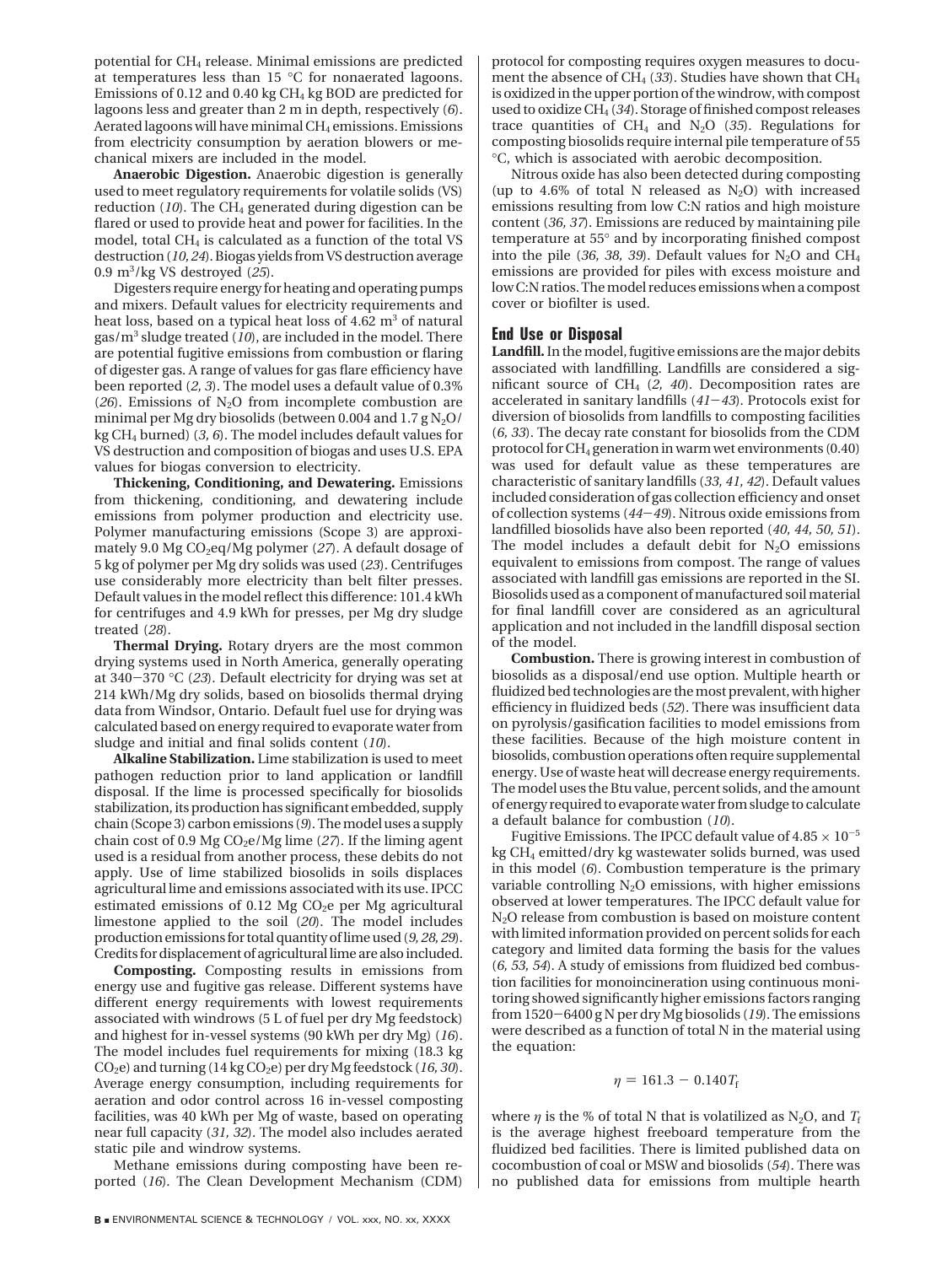potential for $CH_4$ release. Minimal emissions are predicted at temperatures less than 15 °C for nonaerated lagoons. Emissions of 0.12 and 0.40 kg $CH_4$ kg BOD are predicted for lagoons less and greater than 2 m in depth, respectively (*6*). Aerated lagoons will have minimal $CH_4$ emissions. Emissions from electricity consumption by aeration blowers or mechanical mixers are included in the model.

**Anaerobic Digestion.** Anaerobic digestion is generally used to meet regulatory requirements for volatile solids (VS) reduction (*10*). The $CH_4$ generated during digestion can be flared or used to provide heat and power for facilities. In the model, total $CH_4$ is calculated as a function of the total VS destruction (*10, 24*). Biogas yields from VS destruction average 0.9 $m^3$/kg VS destroyed (*25*).

Digesters require energy for heating and operating pumps and mixers. Default values for electricity requirements and heat loss, based on a typical heat loss of 4.62 $m^3$ of natural gas/$m^3$ sludge treated (*10*), are included in the model. There are potential fugitive emissions from combustion or flaring of digester gas. A range of values for gas flare efficiency have been reported (*2, 3*). The model uses a default value of 0.3% (*26*). Emissions of $N_2O$ from incomplete combustion are minimal per Mg dry biosolids (between 0.004 and 1.7 g $N_2O$/kg $CH_4$ burned) (*3, 6*). The model includes default values for VS destruction and composition of biogas and uses U.S. EPA values for biogas conversion to electricity.

**Thickening, Conditioning, and Dewatering.** Emissions from thickening, conditioning, and dewatering include emissions from polymer production and electricity use. Polymer manufacturing emissions (Scope 3) are approximately 9.0 Mg $CO_2$eq/Mg polymer (*27*). A default dosage of 5 kg of polymer per Mg dry solids was used (*23*). Centrifuges use considerably more electricity than belt filter presses. Default values in the model reflect this difference: 101.4 kWh for centrifuges and 4.9 kWh for presses, per Mg dry sludge treated (*28*).

**Thermal Drying.** Rotary dryers are the most common drying systems used in North America, generally operating at 340−370 °C (*23*). Default electricity for drying was set at 214 kWh/Mg dry solids, based on biosolids thermal drying data from Windsor, Ontario. Default fuel use for drying was calculated based on energy required to evaporate water from sludge and initial and final solids content (*10*).

**Alkaline Stabilization.** Lime stabilization is used to meet pathogen reduction prior to land application or landfill disposal. If the lime is processed specifically for biosolids stabilization, its production has significant embedded, supply chain (Scope 3) carbon emissions (*9*). The model uses a supply chain cost of 0.9 Mg $CO_2$e/Mg lime (*27*). If the liming agent used is a residual from another process, these debits do not apply. Use of lime stabilized biosolids in soils displaces agricultural lime and emissions associated with its use. IPCC estimated emissions of 0.12 Mg $CO_2$e per Mg agricultural limestone applied to the soil (*20*). The model includes production emissions for total quantity of lime used (*9, 28, 29*). Credits for displacement of agricultural lime are also included.

**Composting.** Composting results in emissions from energy use and fugitive gas release. Different systems have different energy requirements with lowest requirements associated with windrows (5 L of fuel per dry Mg feedstock) and highest for in-vessel systems (90 kWh per dry Mg) (*16*). The model includes fuel requirements for mixing (18.3 kg $CO_2$e) and turning (14 kg $CO_2$e) per dry Mg feedstock (*16, 30*). Average energy consumption, including requirements for aeration and odor control across 16 in-vessel composting facilities, was 40 kWh per Mg of waste, based on operating near full capacity (*31, 32*). The model also includes aerated static pile and windrow systems.

Methane emissions during composting have been reported (*16*). The Clean Development Mechanism (CDM) protocol for composting requires oxygen measures to document the absence of $CH_4$ (*33*). Studies have shown that $CH_4$ is oxidized in the upper portion of the windrow, with compost used to oxidize $CH_4$ (*34*). Storage of finished compost releases trace quantities of $CH_4$ and $N_2O$ (*35*). Regulations for composting biosolids require internal pile temperature of 55 °C, which is associated with aerobic decomposition.

Nitrous oxide has also been detected during composting (up to 4.6% of total N released as $N_2O$) with increased emissions resulting from low C:N ratios and high moisture content (*36, 37*). Emissions are reduced by maintaining pile temperature at 55° and by incorporating finished compost into the pile (*36, 38, 39*). Default values for $N_2O$ and $CH_4$ emissions are provided for piles with excess moisture and low C:N ratios. The model reduces emissions when a compost cover or biofilter is used.

## End Use or Disposal

**Landfill.** In the model, fugitive emissions are the major debits associated with landfilling. Landfills are considered a significant source of $CH_4$ (*2, 40*). Decomposition rates are accelerated in sanitary landfills (*41−43*). Protocols exist for diversion of biosolids from landfills to composting facilities (*6, 33*). The decay rate constant for biosolids from the CDM protocol for $CH_4$ generation in warm wet environments (0.40) was used for default value as these temperatures are characteristic of sanitary landfills (*33, 41, 42*). Default values included consideration of gas collection efficiency and onset of collection systems (*44−49*). Nitrous oxide emissions from landfilled biosolids have also been reported (*40, 44, 50, 51*). The model includes a default debit for $N_2O$ emissions equivalent to emissions from compost. The range of values associated with landfill gas emissions are reported in the SI. Biosolids used as a component of manufactured soil material for final landfill cover are considered as an agricultural application and not included in the landfill disposal section of the model.

**Combustion.** There is growing interest in combustion of biosolids as a disposal/end use option. Multiple hearth or fluidized bed technologies are the most prevalent, with higher efficiency in fluidized beds (*52*). There was insufficient data on pyrolysis/gasification facilities to model emissions from these facilities. Because of the high moisture content in biosolids, combustion operations often require supplemental energy. Use of waste heat will decrease energy requirements. The model uses the Btu value, percent solids, and the amount of energy required to evaporate water from sludge to calculate a default balance for combustion (*10*).

Fugitive Emissions. The IPCC default value of $4.85 \times 10^{-5}$ kg $CH_4$ emitted/dry kg wastewater solids burned, was used in this model (*6*). Combustion temperature is the primary variable controlling $N_2O$ emissions, with higher emissions observed at lower temperatures. The IPCC default value for $N_2O$ release from combustion is based on moisture content with limited information provided on percent solids for each category and limited data forming the basis for the values (*6, 53, 54*). A study of emissions from fluidized bed combustion facilities for monoincineration using continuous monitoring showed significantly higher emissions factors ranging from 1520−6400 g N per dry Mg biosolids (*19*). The emissions were described as a function of total N in the material using the equation:

$$\eta = 161.3 - 0.140T_f$$

where $\eta$ is the % of total N that is volatilized as $N_2O$, and $T_f$ is the average highest freeboard temperature from the fluidized bed facilities. There is limited published data on cocombustion of coal or MSW and biosolids (*54*). There was no published data for emissions from multiple hearth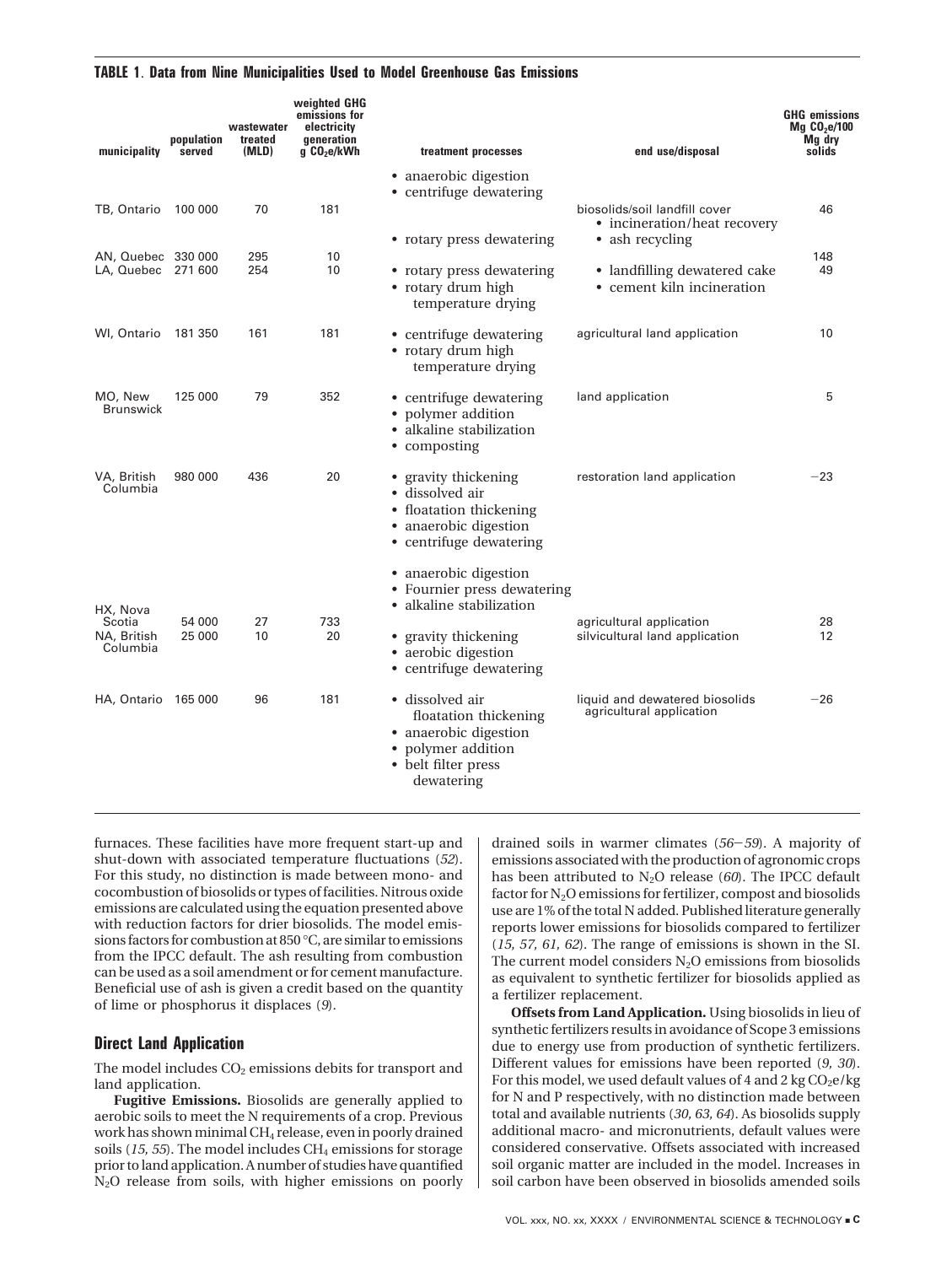**TABLE 1. Data from Nine Municipalities Used to Model Greenhouse Gas Emissions**

| municipality | population served | wastewater treated (MLD) | weighted GHG emissions for electricity generation g $CO_2$e/kWh | treatment processes | end use/disposal | GHG emissions Mg $CO_2$e/100 Mg dry solids |
|---|---|---|---|---|---|---|
| TB, Ontario | 100 000 | 70 | 181 | • anaerobic digestion<br>• centrifuge dewatering | biosolids/soil landfill cover | 46 |
| AN, Quebec | 330 000 | 295 | 10 | • rotary press dewatering | • incineration/heat recovery<br>• ash recycling | 148 |
| LA, Quebec | 271 600 | 254 | 10 | • rotary press dewatering<br>• rotary drum high temperature drying | • landfilling dewatered cake<br>• cement kiln incineration | 49 |
| WI, Ontario | 181 350 | 161 | 181 | • centrifuge dewatering<br>• rotary drum high temperature drying | agricultural land application | 10 |
| MO, New Brunswick | 125 000 | 79 | 352 | • centrifuge dewatering<br>• polymer addition<br>• alkaline stabilization<br>• composting | land application | 5 |
| VA, British Columbia | 980 000 | 436 | 20 | • gravity thickening<br>• dissolved air<br>• floatation thickening<br>• anaerobic digestion<br>• centrifuge dewatering | restoration land application | −23 |
| HX, Nova Scotia | 54 000 | 27 | 733 | • anaerobic digestion<br>• Fournier press dewatering<br>• alkaline stabilization | agricultural application | 28 |
| NA, British Columbia | 25 000 | 10 | 20 | • gravity thickening<br>• aerobic digestion<br>• centrifuge dewatering | silvicultural land application | 12 |
| HA, Ontario | 165 000 | 96 | 181 | • dissolved air floatation thickening<br>• anaerobic digestion<br>• polymer addition<br>• belt filter press dewatering | liquid and dewatered biosolids agricultural application | −26 |

furnaces. These facilities have more frequent start-up and shut-down with associated temperature fluctuations (*52*). For this study, no distinction is made between mono- and cocombustion of biosolids or types of facilities. Nitrous oxide emissions are calculated using the equation presented above with reduction factors for drier biosolids. The model emissions factors for combustion at 850 °C, are similar to emissions from the IPCC default. The ash resulting from combustion can be used as a soil amendment or for cement manufacture. Beneficial use of ash is given a credit based on the quantity of lime or phosphorus it displaces (*9*).

## Direct Land Application

The model includes $CO_2$ emissions debits for transport and land application.

**Fugitive Emissions.** Biosolids are generally applied to aerobic soils to meet the N requirements of a crop. Previous work has shown minimal $CH_4$ release, even in poorly drained soils (*15, 55*). The model includes $CH_4$ emissions for storage prior to land application. A number of studies have quantified $N_2O$ release from soils, with higher emissions on poorly drained soils in warmer climates (*56–59*). A majority of emissions associated with the production of agronomic crops has been attributed to $N_2O$ release (*60*). The IPCC default factor for $N_2O$ emissions for fertilizer, compost and biosolids use are 1% of the total N added. Published literature generally reports lower emissions for biosolids compared to fertilizer (*15, 57, 61, 62*). The range of emissions is shown in the SI. The current model considers $N_2O$ emissions from biosolids as equivalent to synthetic fertilizer for biosolids applied as a fertilizer replacement.

**Offsets from Land Application.** Using biosolids in lieu of synthetic fertilizers results in avoidance of Scope 3 emissions due to energy use from production of synthetic fertilizers. Different values for emissions have been reported (*9, 30*). For this model, we used default values of 4 and 2 kg $CO_2$e/kg for N and P respectively, with no distinction made between total and available nutrients (*30, 63, 64*). As biosolids supply additional macro- and micronutrients, default values were considered conservative. Offsets associated with increased soil organic matter are included in the model. Increases in soil carbon have been observed in biosolids amended soils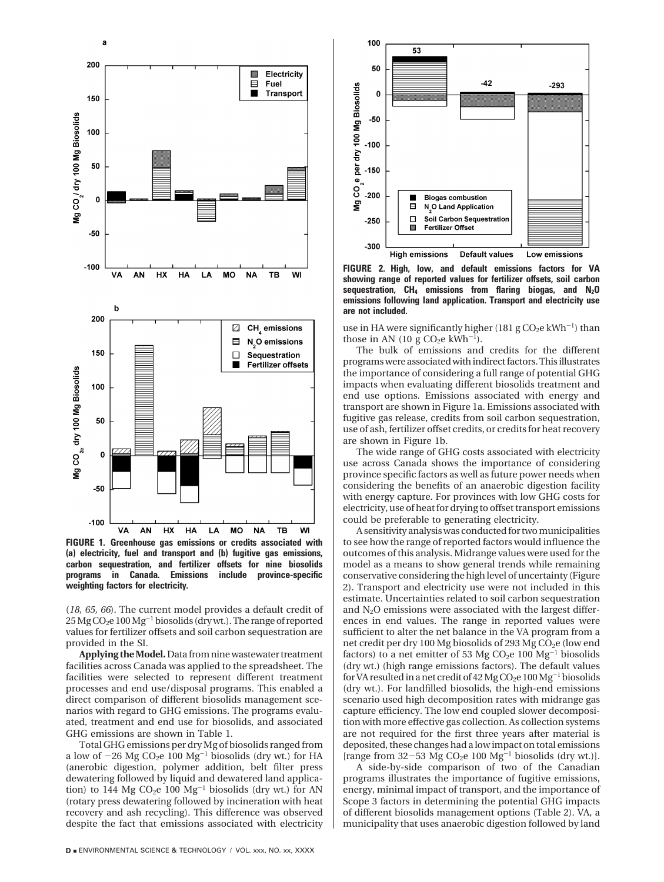FIGURE 1. Greenhouse gas emissions or credits associated with (a) electricity, fuel and transport and (b) fugitive gas emissions, carbon sequestration, and fertilizer offsets for nine biosolids programs in Canada. Emissions include province-specific weighting factors for electricity.

(*18, 65, 66*). The current model provides a default credit of 25 Mg $CO_2$e 100 $Mg^{-1}$ biosolids (dry wt.). The range of reported values for fertilizer offsets and soil carbon sequestration are provided in the SI.

**Applying the Model.** Data from nine wastewater treatment facilities across Canada was applied to the spreadsheet. The facilities were selected to represent different treatment processes and end use/disposal programs. This enabled a direct comparison of different biosolids management scenarios with regard to GHG emissions. The programs evaluated, treatment and end use for biosolids, and associated GHG emissions are shown in Table 1.

Total GHG emissions per dry Mg of biosolids ranged from a low of −26 Mg $CO_2$e 100 $Mg^{-1}$ biosolids (dry wt.) for HA (anerobic digestion, polymer addition, belt filter press dewatering followed by liquid and dewatered land application) to 144 Mg $CO_2$e 100 $Mg^{-1}$ biosolids (dry wt.) for AN (rotary press dewatering followed by incineration with heat recovery and ash recycling). This difference was observed despite the fact that emissions associated with electricity use in HA were significantly higher (181 g $CO_2$e $kWh^{-1}$) than those in AN (10 g $CO_2$e $kWh^{-1}$).

The bulk of emissions and credits for the different programs were associated with indirect factors. This illustrates the importance of considering a full range of potential GHG impacts when evaluating different biosolids treatment and end use options. Emissions associated with energy and transport are shown in Figure 1a. Emissions associated with fugitive gas release, credits from soil carbon sequestration, use of ash, fertilizer offset credits, or credits for heat recovery are shown in Figure 1b.

The wide range of GHG costs associated with electricity use across Canada shows the importance of considering province specific factors as well as future power needs when considering the benefits of an anaerobic digestion facility with energy capture. For provinces with low GHG costs for electricity, use of heat for drying to offset transport emissions could be preferable to generating electricity.

A sensitivity analysis was conducted for two municipalities to see how the range of reported factors would influence the outcomes of this analysis. Midrange values were used for the model as a means to show general trends while remaining conservative considering the high level of uncertainty (Figure 2). Transport and electricity use were not included in this estimate. Uncertainties related to soil carbon sequestration and $N_2O$ emissions were associated with the largest differences in end values. The range in reported values were sufficient to alter the net balance in the VA program from a net credit per dry 100 Mg biosolids of 293 Mg $CO_2$e (low end factors) to a net emitter of 53 Mg $CO_2$e 100 $Mg^{-1}$ biosolids (dry wt.) (high range emissions factors). The default values for VA resulted in a net credit of 42 Mg $CO_2$e 100 $Mg^{-1}$ biosolids (dry wt.). For landfilled biosolids, the high-end emissions scenario used high decomposition rates with midrange gas capture efficiency. The low end coupled slower decomposition with more effective gas collection. As collection systems are not required for the first three years after material is deposited, these changes had a low impact on total emissions [range from 32−53 Mg $CO_2$e 100 $Mg^{-1}$ biosolids (dry wt.)].

FIGURE 2. High, low, and default emissions factors for VA showing range of reported values for fertilizer offsets, soil carbon sequestration, $CH_4$ emissions from flaring biogas, and $N_2O$ emissions following land application. Transport and electricity use are not included.

A side-by-side comparison of two of the Canadian programs illustrates the importance of fugitive emissions, energy, minimal impact of transport, and the importance of Scope 3 factors in determining the potential GHG impacts of different biosolids management options (Table 2). VA, a municipality that uses anaerobic digestion followed by land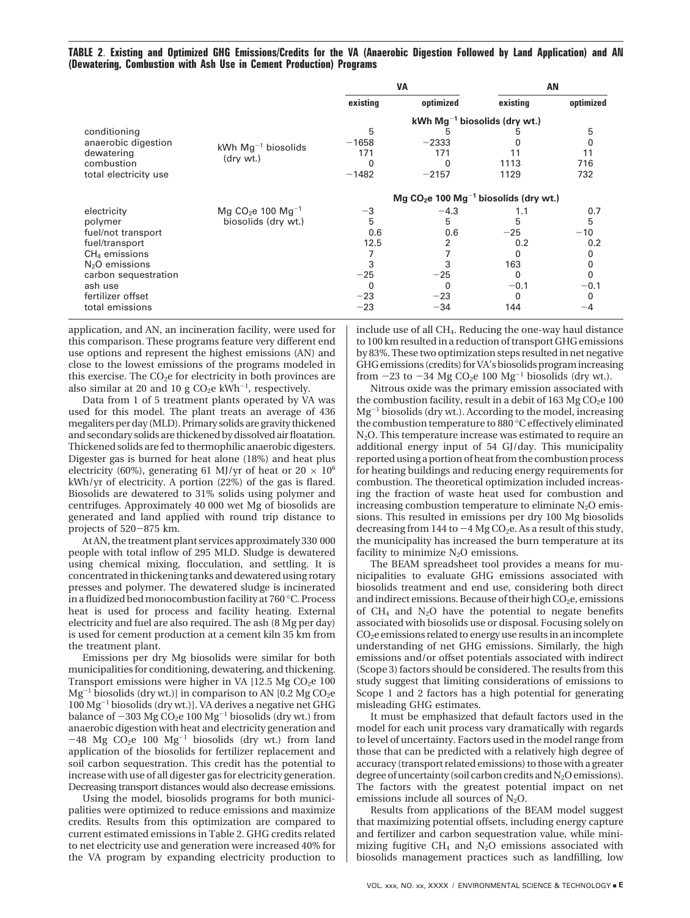**TABLE 2. Existing and Optimized GHG Emissions/Credits for the VA (Anaerobic Digestion Followed by Land Application) and AN (Dewatering, Combustion with Ash Use in Cement Production) Programs**

| | | VA | | AN | |
|---|---|---|---|---|---|
| | | existing | optimized | existing | optimized |
| | | kWh $Mg^{-1}$ biosolids (dry wt.) | | | |
| conditioning | kWh $Mg^{-1}$ biosolids (dry wt.) | 5 | 5 | 5 | 5 |
| anaerobic digestion | | −1658 | −2333 | 0 | 0 |
| dewatering | | 171 | 171 | 11 | 11 |
| combustion | | 0 | 0 | 1113 | 716 |
| total electricity use | | −1482 | −2157 | 1129 | 732 |
| | | Mg $CO_2$e 100 $Mg^{-1}$ biosolids (dry wt.) | | | |
| electricity | Mg $CO_2$e 100 $Mg^{-1}$ biosolids (dry wt.) | −3 | −4.3 | 1.1 | 0.7 |
| polymer | | 5 | 5 | 5 | 5 |
| fuel/not transport | | 0.6 | 0.6 | −25 | −10 |
| fuel/transport | | 12.5 | 2 | 0.2 | 0.2 |
| $CH_4$ emissions | | 7 | 7 | 0 | 0 |
| $N_2O$ emissions | | 3 | 3 | 163 | 0 |
| carbon sequestration | | −25 | −25 | 0 | 0 |
| ash use | | 0 | 0 | −0.1 | −0.1 |
| fertilizer offset | | −23 | −23 | 0 | 0 |
| total emissions | | −23 | −34 | 144 | −4 |

application, and AN, an incineration facility, were used for this comparison. These programs feature very different end use options and represent the highest emissions (AN) and close to the lowest emissions of the programs modeled in this exercise. The $CO_2$e for electricity in both provinces are also similar at 20 and 10 g $CO_2$e $kWh^{-1}$, respectively.

Data from 1 of 5 treatment plants operated by VA was used for this model. The plant treats an average of 436 megaliters per day (MLD). Primary solids are gravity thickened and secondary solids are thickened by dissolved air floatation. Thickened solids are fed to thermophilic anaerobic digesters. Digester gas is burned for heat alone (18%) and heat plus electricity (60%), generating 61 MJ/yr of heat or $20 \times 10^6$ kWh/yr of electricity. A portion (22%) of the gas is flared. Biosolids are dewatered to 31% solids using polymer and centrifuges. Approximately 40 000 wet Mg of biosolids are generated and land applied with round trip distance to projects of 520−875 km.

At AN, the treatment plant services approximately 330 000 people with total inflow of 295 MLD. Sludge is dewatered using chemical mixing, flocculation, and settling. It is concentrated in thickening tanks and dewatered using rotary presses and polymer. The dewatered sludge is incinerated in a fluidized bed monocombustion facility at 760 °C. Process heat is used for process and facility heating. External electricity and fuel are also required. The ash (8 Mg per day) is used for cement production at a cement kiln 35 km from the treatment plant.

Emissions per dry Mg biosolids were similar for both municipalities for conditioning, dewatering, and thickening. Transport emissions were higher in VA [12.5 Mg $CO_2$e 100 $Mg^{-1}$ biosolids (dry wt.)] in comparison to AN [0.2 Mg $CO_2$e 100 $Mg^{-1}$ biosolids (dry wt.)]. VA derives a negative net GHG balance of −303 Mg $CO_2$e 100 $Mg^{-1}$ biosolids (dry wt.) from anaerobic digestion with heat and electricity generation and −48 Mg $CO_2$e 100 $Mg^{-1}$ biosolids (dry wt.) from land application of the biosolids for fertilizer replacement and soil carbon sequestration. This credit has the potential to increase with use of all digester gas for electricity generation. Decreasing transport distances would also decrease emissions.

Using the model, biosolids programs for both municipalities were optimized to reduce emissions and maximize credits. Results from this optimization are compared to current estimated emissions in Table 2. GHG credits related to net electricity use and generation were increased 40% for the VA program by expanding electricity production to include use of all $CH_4$. Reducing the one-way haul distance to 100 km resulted in a reduction of transport GHG emissions by 83%. These two optimization steps resulted in net negative GHG emissions (credits) for VA's biosolids program increasing from −23 to −34 Mg $CO_2$e 100 $Mg^{-1}$ biosolids (dry wt.).

Nitrous oxide was the primary emission associated with the combustion facility, result in a debit of 163 Mg $CO_2$e 100 $Mg^{-1}$ biosolids (dry wt.). According to the model, increasing the combustion temperature to 880 °C effectively eliminated $N_2O$. This temperature increase was estimated to require an additional energy input of 54 GJ/day. This municipality reported using a portion of heat from the combustion process for heating buildings and reducing energy requirements for combustion. The theoretical optimization included increasing the fraction of waste heat used for combustion and increasing combustion temperature to eliminate $N_2O$ emissions. This resulted in emissions per dry 100 Mg biosolids decreasing from 144 to −4 Mg $CO_2$e. As a result of this study, the municipality has increased the burn temperature at its facility to minimize $N_2O$ emissions.

The BEAM spreadsheet tool provides a means for municipalities to evaluate GHG emissions associated with biosolids treatment and end use, considering both direct and indirect emissions. Because of their high $CO_2$e, emissions of $CH_4$ and $N_2O$ have the potential to negate benefits associated with biosolids use or disposal. Focusing solely on $CO_2$e emissions related to energy use results in an incomplete understanding of net GHG emissions. Similarly, the high emissions and/or offset potentials associated with indirect (Scope 3) factors should be considered. The results from this study suggest that limiting considerations of emissions to Scope 1 and 2 factors has a high potential for generating misleading GHG estimates.

It must be emphasized that default factors used in the model for each unit process vary dramatically with regards to level of uncertainty. Factors used in the model range from those that can be predicted with a relatively high degree of accuracy (transport related emissions) to those with a greater degree of uncertainty (soil carbon credits and $N_2O$ emissions). The factors with the greatest potential impact on net emissions include all sources of $N_2O$.

Results from applications of the BEAM model suggest that maximizing potential offsets, including energy capture and fertilizer and carbon sequestration value, while minimizing fugitive $CH_4$ and $N_2O$ emissions associated with biosolids management practices such as landfilling, low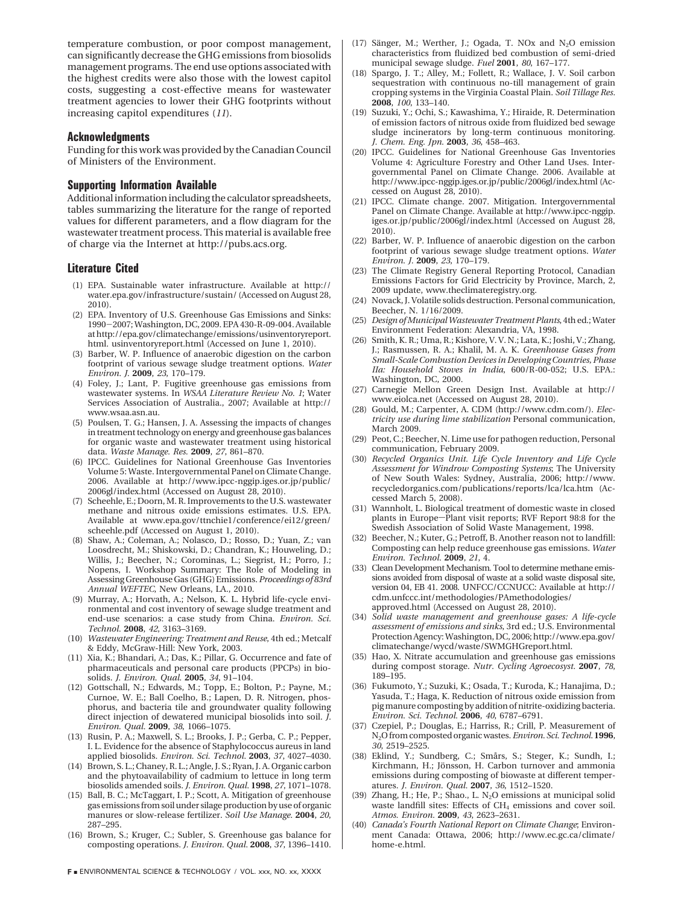temperature combustion, or poor compost management, can significantly decrease the GHG emissions from biosolids management programs. The end use options associated with the highest credits were also those with the lowest capitol costs, suggesting a cost-effective means for wastewater treatment agencies to lower their GHG footprints without increasing capitol expenditures (*11*).

## Acknowledgments

Funding for this work was provided by the Canadian Council of Ministers of the Environment.

## Supporting Information Available

Additional information including the calculator spreadsheets, tables summarizing the literature for the range of reported values for different parameters, and a flow diagram for the wastewater treatment process. This material is available free of charge via the Internet at http://pubs.acs.org.

## Literature Cited

(1) EPA. Sustainable water infrastructure. Available at http://water.epa.gov/infrastructure/sustain/ (Accessed on August 28, 2010).

(2) EPA. Inventory of U.S. Greenhouse Gas Emissions and Sinks: 1990−2007; Washington, DC, 2009. EPA 430-R-09-004. Available at http://epa.gov/climatechange/emissions/usinventoryreport.html. usinventoryreport.html (Accessed on June 1, 2010).

(3) Barber, W. P. Influence of anaerobic digestion on the carbon footprint of various sewage sludge treatment options. *Water Environ. J.* **2009**, *23*, 170–179.

(4) Foley, J.; Lant, P. Fugitive greenhouse gas emissions from wastewater systems. In *WSAA Literature Review No. 1*; Water Services Association of Australia., 2007; Available at http://www.wsaa.asn.au.

(5) Poulsen, T. G.; Hansen, J. A. Assessing the impacts of changes in treatment technology on energy and greenhouse gas balances for organic waste and wastewater treatment using historical data. *Waste Manage. Res.* **2009**, *27*, 861–870.

(6) IPCC. Guidelines for National Greenhouse Gas Inventories Volume 5: Waste. Intergovernmental Panel on Climate Change. 2006. Available at http://www.ipcc-nggip.iges.or.jp/public/2006gl/index.html (Accessed on August 28, 2010).

(7) Scheehle, E.; Doorn, M. R. Improvements to the U.S. wastewater methane and nitrous oxide emissions estimates. U.S. EPA. Available at www.epa.gov/ttnchie1/conference/ei12/green/scheehle.pdf (Accessed on August 1, 2010).

(8) Shaw, A.; Coleman, A.; Nolasco, D.; Rosso, D.; Yuan, Z.; van Loosdrecht, M.; Shiskowski, D.; Chandran, K.; Houweling, D.; Willis, J.; Beecher, N.; Corominas, L.; Siegrist, H.; Porro, J.; Nopens, I. Workshop Summary: The Role of Modeling in Assessing Greenhouse Gas (GHG) Emissions. *Proceedings of 83rd Annual WEFTEC*, New Orleans, LA., 2010.

(9) Murray, A.; Horvath, A.; Nelson, K. L. Hybrid life-cycle environmental and cost inventory of sewage sludge treatment and end-use scenarios: a case study from China. *Environ. Sci. Technol.* **2008**, *42*, 3163–3169.

(10) *Wastewater Engineering: Treatment and Reuse*, 4th ed.; Metcalf & Eddy, McGraw-Hill: New York, 2003.

(11) Xia, K.; Bhandari, A.; Das, K.; Pillar, G. Occurrence and fate of pharmaceuticals and personal care products (PPCPs) in biosolids. *J. Environ. Qual.* **2005**, *34*, 91–104.

(12) Gottschall, N.; Edwards, M.; Topp, E.; Bolton, P.; Payne, M.; Curnoe, W. E.; Ball Coelho, B.; Lapen, D. R. Nitrogen, phosphorus, and bacteria tile and groundwater quality following direct injection of dewatered municipal biosolids into soil. *J. Environ. Qual.* **2009**, *38*, 1066–1075.

(13) Rusin, P. A.; Maxwell, S. L.; Brooks, J. P.; Gerba, C. P.; Pepper, I. L. Evidence for the absence of Staphylococcus aureus in land applied biosolids. *Environ. Sci. Technol.* **2003**, *37*, 4027–4030.

(14) Brown, S. L.; Chaney, R. L.; Angle, J. S.; Ryan, J. A. Organic carbon and the phytoavailability of cadmium to lettuce in long term biosolids amended soils. *J. Environ. Qual.* **1998**, *27*, 1071–1078.

(15) Ball, B. C.; McTaggart, I. P.; Scott, A. Mitigation of greenhouse gas emissions from soil under silage production by use of organic manures or slow-release fertilizer. *Soil Use Manage.* **2004**, *20*, 287–295.

(16) Brown, S.; Kruger, C.; Subler, S. Greenhouse gas balance for composting operations. *J. Environ. Qual.* **2008**, *37*, 1396–1410.

(17) Sänger, M.; Werther, J.; Ogada, T. NOx and $N_2O$ emission characteristics from fluidized bed combustion of semi-dried municipal sewage sludge. *Fuel* **2001**, *80*, 167–177.

(18) Spargo, J. T.; Alley, M.; Follett, R.; Wallace, J. V. Soil carbon sequestration with continuous no-till management of grain cropping systems in the Virginia Coastal Plain. *Soil Tillage Res.* **2008**, *100*, 133–140.

(19) Suzuki, Y.; Ochi, S.; Kawashima, Y.; Hiraide, R. Determination of emission factors of nitrous oxide from fluidized bed sewage sludge incinerators by long-term continuous monitoring. *J. Chem. Eng. Jpn.* **2003**, *36*, 458–463.

(20) IPCC. Guidelines for National Greenhouse Gas Inventories Volume 4: Agriculture Forestry and Other Land Uses. Intergovernmental Panel on Climate Change. 2006. Available at http://www.ipcc-nggip.iges.or.jp/public/2006gl/index.html (Accessed on August 28, 2010).

(21) IPCC. Climate change. 2007. Mitigation. Intergovernmental Panel on Climate Change. Available at http://www.ipcc-nggip.iges.or.jp/public/2006gl/index.html (Accessed on August 28, 2010).

(22) Barber, W. P. Influence of anaerobic digestion on the carbon footprint of various sewage sludge treatment options. *Water Environ. J.* **2009**, *23*, 170–179.

(23) The Climate Registry General Reporting Protocol, Canadian Emissions Factors for Grid Electricity by Province, March, 2, 2009 update, www.theclimateregistry.org.

(24) Novack, J. Volatile solids destruction. Personal communication, Beecher, N. 1/16/2009.

(25) *Design of Municipal Wastewater Treatment Plants*, 4th ed.; Water Environment Federation: Alexandria, VA, 1998.

(26) Smith, K. R.; Uma, R.; Kishore, V. V. N.; Lata, K.; Joshi, V.; Zhang, J.; Rasmussen, R. A.; Khalil, M. A. K. *Greenhouse Gases from Small-Scale Combustion Devices in Developing Countries, Phase IIa: Household Stoves in India*, 600/R-00-052; U.S. EPA.: Washington, DC, 2000.

(27) Carnegie Mellon Green Design Inst. Available at http://www.eiolca.net (Accessed on August 28, 2010).

(28) Gould, M.; Carpenter, A. CDM (http://www.cdm.com/). *Electricity use during lime stabilization* Personal communication, March 2009.

(29) Peot, C.; Beecher, N. Lime use for pathogen reduction, Personal communication, February 2009.

(30) *Recycled Organics Unit. Life Cycle Inventory and Life Cycle Assessment for Windrow Composting Systems*; The University of New South Wales: Sydney, Australia, 2006; http://www.recycledorganics.com/publications/reports/lca/lca.htm (Accessed March 5, 2008).

(31) Wannholt, L. Biological treatment of domestic waste in closed plants in Europe—Plant visit reports; RVF Report 98:8 for the Swedish Association of Solid Waste Management, 1998.

(32) Beecher, N.; Kuter, G.; Petroff, B. Another reason not to landfill: Composting can help reduce greenhouse gas emissions. *Water Environ. Technol.* **2009**, *21*, 4.

(33) Clean Development Mechanism. Tool to determine methane emissions avoided from disposal of waste at a solid waste disposal site, version 04, EB 41. 2008. UNFCCC/CCNUCC: Available at http://cdm.unfccc.int/methodologies/PAmethodologies/approved.html (Accessed on August 28, 2010).

(34) *Solid waste management and greenhouse gases: A life-cycle assessment of emissions and sinks*, 3rd ed.; U.S. Environmental Protection Agency: Washington, DC, 2006; http://www.epa.gov/climatechange/wycd/waste/SWMGHGreport.html.

(35) Hao, X. Nitrate accumulation and greenhouse gas emissions during compost storage. *Nutr. Cycling Agroecosyst.* **2007**, *78*, 189–195.

(36) Fukumoto, Y.; Suzuki, K.; Osada, T.; Kuroda, K.; Hanajima, D.; Yasuda, T.; Haga, K. Reduction of nitrous oxide emission from pig manure composting by addition of nitrite-oxidizing bacteria. *Environ. Sci. Technol.* **2006**, *40*, 6787–6791.

(37) Czepiel, P.; Douglas, E.; Harriss, R.; Crill, P. Measurement of $N_2O$ from composted organic wastes. *Environ. Sci. Technol.* **1996**, *30*, 2519–2525.

(38) Eklind, Y.; Sundberg, C.; Smårs, S.; Steger, K.; Sundh, I.; Kirchmann, H.; Jönsson, H. Carbon turnover and ammonia emissions during composting of biowaste at different temperatures. *J. Environ. Qual.* **2007**, *36*, 1512–1520.

(39) Zhang, H.; He, P.; Shao., L. $N_2O$ emissions at municipal solid waste landfill sites: Effects of $CH_4$ emissions and cover soil. *Atmos. Environ.* **2009**, *43*, 2623–2631.

(40) *Canada's Fourth National Report on Climate Change*; Environment Canada: Ottawa, 2006; http://www.ec.gc.ca/climate/home-e.html.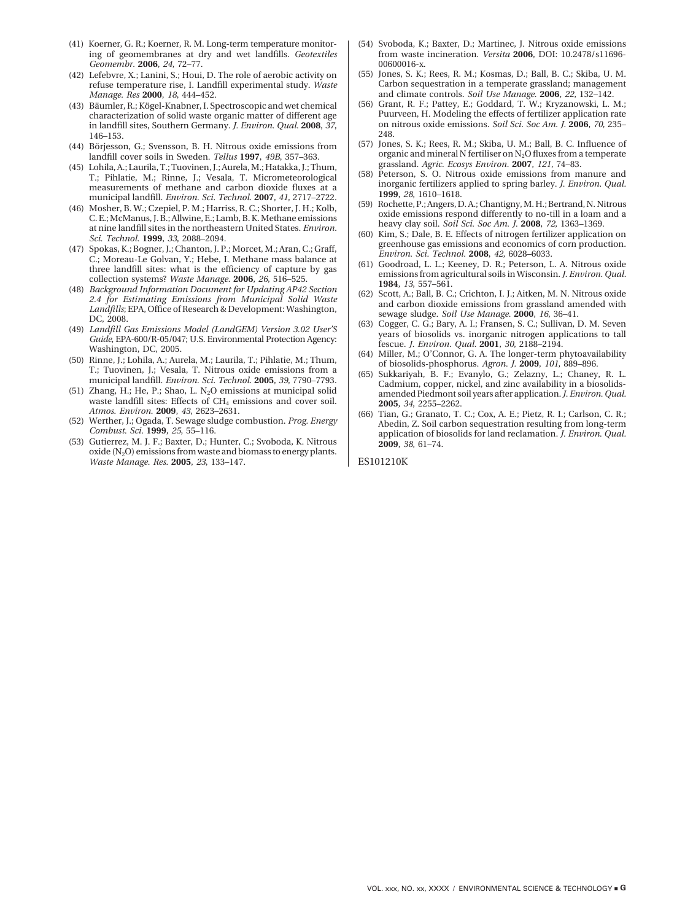(41) Koerner, G. R.; Koerner, R. M. Long-term temperature monitoring of geomembranes at dry and wet landfills. *Geotextiles Geomembr.* **2006**, *24*, 72–77.

(42) Lefebvre, X.; Lanini, S.; Houi, D. The role of aerobic activity on refuse temperature rise, I. Landfill experimental study. *Waste Manage. Res* **2000**, *18*, 444–452.

(43) Bäumler, R.; Kögel-Knabner, I. Spectroscopic and wet chemical characterization of solid waste organic matter of different age in landfill sites, Southern Germany. *J. Environ. Qual.* **2008**, *37*, 146–153.

(44) Börjesson, G.; Svensson, B. H. Nitrous oxide emissions from landfill cover soils in Sweden. *Tellus* **1997**, *49B*, 357–363.

(45) Lohila, A.; Laurila, T.; Tuovinen, J.; Aurela, M.; Hatakka, J.; Thum, T.; Pihlatie, M.; Rinne, J.; Vesala, T. Micrometeorological measurements of methane and carbon dioxide fluxes at a municipal landfill. *Environ. Sci. Technol.* **2007**, *41*, 2717–2722.

(46) Mosher, B. W.; Czepiel, P. M.; Harriss, R. C.; Shorter, J. H.; Kolb, C. E.; McManus, J. B.; Allwine, E.; Lamb, B. K. Methane emissions at nine landfill sites in the northeastern United States. *Environ. Sci. Technol.* **1999**, *33*, 2088–2094.

(47) Spokas, K.; Bogner, J.; Chanton, J. P.; Morcet, M.; Aran, C.; Graff, C.; Moreau-Le Golvan, Y.; Hebe, I. Methane mass balance at three landfill sites: what is the efficiency of capture by gas collection systems? *Waste Manage.* **2006**, *26*, 516–525.

(48) *Background Information Document for Updating AP42 Section 2.4 for Estimating Emissions from Municipal Solid Waste Landfills*; EPA, Office of Research & Development: Washington, DC, 2008.

(49) *Landfill Gas Emissions Model (LandGEM) Version 3.02 User'S Guide*, EPA-600/R-05/047; U.S. Environmental Protection Agency: Washington, DC, 2005.

(50) Rinne, J.; Lohila, A.; Aurela, M.; Laurila, T.; Pihlatie, M.; Thum, T.; Tuovinen, J.; Vesala, T. Nitrous oxide emissions from a municipal landfill. *Environ. Sci. Technol.* **2005**, *39*, 7790–7793.

(51) Zhang, H.; He, P.; Shao, L. $N_2O$ emissions at municipal solid waste landfill sites: Effects of $CH_4$ emissions and cover soil. *Atmos. Environ.* **2009**, *43*, 2623–2631.

(52) Werther, J.; Ogada, T. Sewage sludge combustion. *Prog. Energy Combust. Sci.* **1999**, *25*, 55–116.

(53) Gutierrez, M. J. F.; Baxter, D.; Hunter, C.; Svoboda, K. Nitrous oxide ($N_2O$) emissions from waste and biomass to energy plants. *Waste Manage. Res.* **2005**, *23*, 133–147.

(54) Svoboda, K.; Baxter, D.; Martinec, J. Nitrous oxide emissions from waste incineration. *Versita* **2006**, DOI: 10.2478/s11696-00600016-x.

(55) Jones, S. K.; Rees, R. M.; Kosmas, D.; Ball, B. C.; Skiba, U. M. Carbon sequestration in a temperate grassland; management and climate controls. *Soil Use Manage.* **2006**, *22*, 132–142.

(56) Grant, R. F.; Pattey, E.; Goddard, T. W.; Kryzanowski, L. M.; Puurveen, H. Modeling the effects of fertilizer application rate on nitrous oxide emissions. *Soil Sci. Soc Am. J.* **2006**, *70*, 235–248.

(57) Jones, S. K.; Rees, R. M.; Skiba, U. M.; Ball, B. C. Influence of organic and mineral N fertiliser on $N_2O$ fluxes from a temperate grassland. *Agric. Ecosys Environ.* **2007**, *121*, 74–83.

(58) Peterson, S. O. Nitrous oxide emissions from manure and inorganic fertilizers applied to spring barley. *J. Environ. Qual.* **1999**, *28*, 1610–1618.

(59) Rochette, P.; Angers, D. A.; Chantigny, M. H.; Bertrand, N. Nitrous oxide emissions respond differently to no-till in a loam and a heavy clay soil. *Soil Sci. Soc Am. J.* **2008**, *72*, 1363–1369.

(60) Kim, S.; Dale, B. E. Effects of nitrogen fertilizer application on greenhouse gas emissions and economics of corn production. *Environ. Sci. Technol.* **2008**, *42*, 6028–6033.

(61) Goodroad, L. L.; Keeney, D. R.; Peterson, L. A. Nitrous oxide emissions from agricultural soils in Wisconsin. *J. Environ. Qual.* **1984**, *13*, 557–561.

(62) Scott, A.; Ball, B. C.; Crichton, I. J.; Aitken, M. N. Nitrous oxide and carbon dioxide emissions from grassland amended with sewage sludge. *Soil Use Manage.* **2000**, *16*, 36–41.

(63) Cogger, C. G.; Bary, A. I.; Fransen, S. C.; Sullivan, D. M. Seven years of biosolids vs. inorganic nitrogen applications to tall fescue. *J. Environ. Qual.* **2001**, *30*, 2188–2194.

(64) Miller, M.; O'Connor, G. A. The longer-term phytoavailability of biosolids-phosphorus. *Agron. J.* **2009**, *101*, 889–896.

(65) Sukkariyah, B. F.; Evanylo, G.; Zelazny, L.; Chaney, R. L. Cadmium, copper, nickel, and zinc availability in a biosolids-amended Piedmont soil years after application. *J. Environ. Qual.* **2005**, *34*, 2255–2262.

(66) Tian, G.; Granato, T. C.; Cox, A. E.; Pietz, R. I.; Carlson, C. R.; Abedin, Z. Soil carbon sequestration resulting from long-term application of biosolids for land reclamation. *J. Environ. Qual.* **2009**, *38*, 61–74.

ES101210K